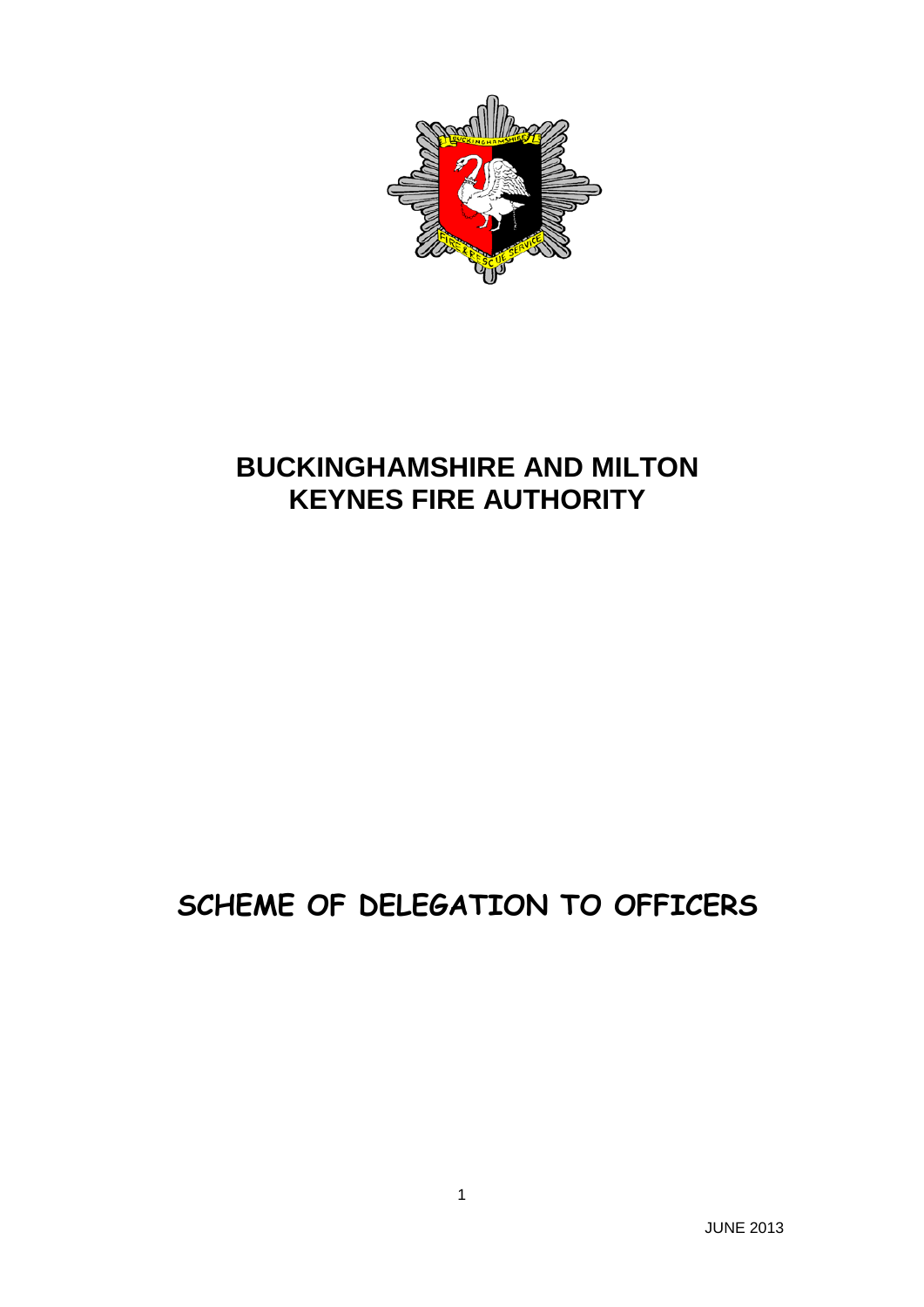# BUCKINGHAMSHIRE AND MILTON KEYNES FIRE AUTHORITY

# SCHEME OF DELEGATION TO OFFICERS

JUNE 2013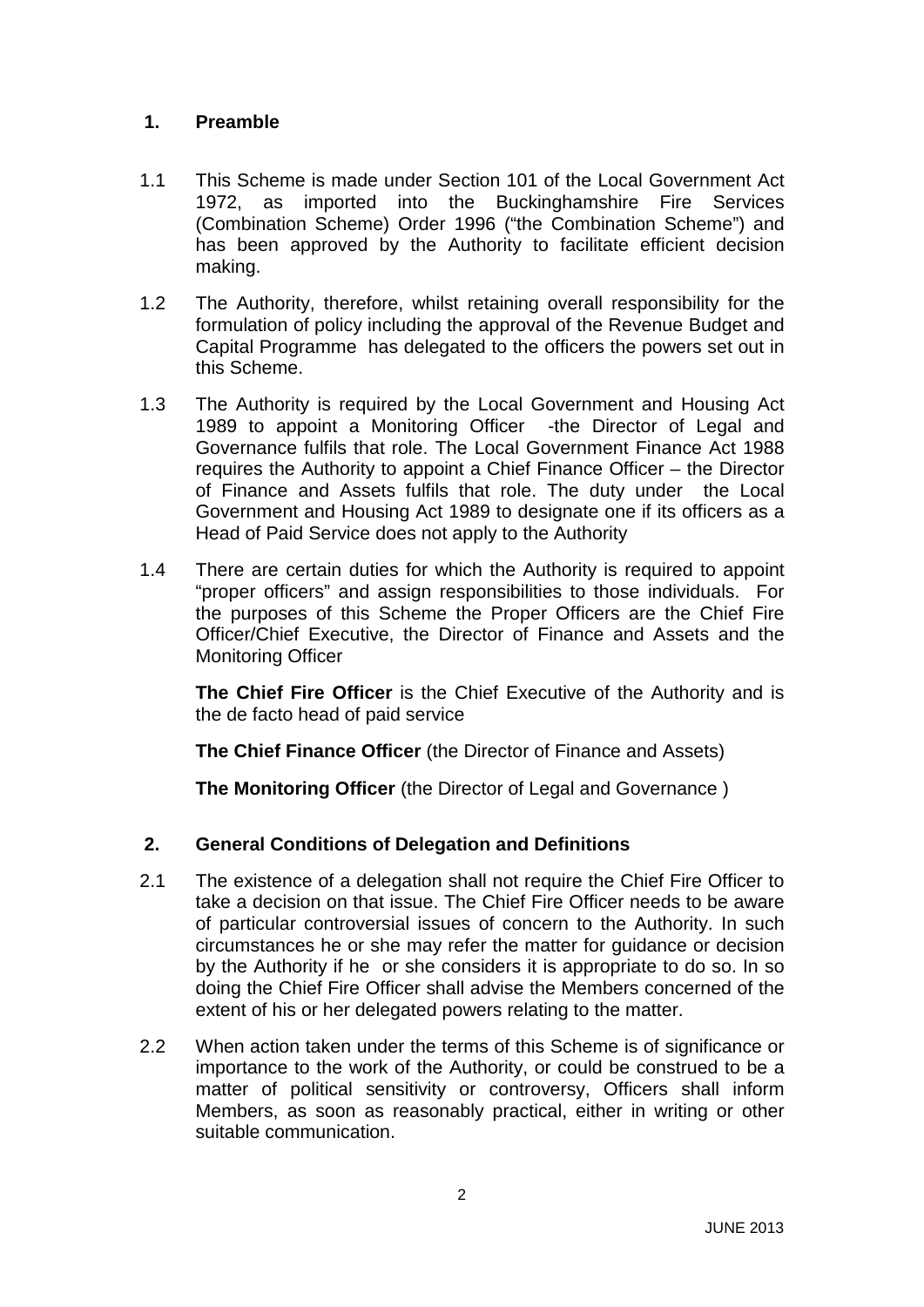## 1. Preamble

1.1 This Scheme is made under Section 101 of the Local Government Act 1972, as imported into the Buckinghamshire Fire Services (Combination Scheme) Order 1996 ("the Combination Scheme") and has been approved by the Authority to facilitate efficient decision making.

1.2 The Authority, therefore, whilst retaining overall responsibility for the formulation of policy including the approval of the Revenue Budget and Capital Programme has delegated to the officers the powers set out in this Scheme.

1.3 The Authority is required by the Local Government and Housing Act 1989 to appoint a Monitoring Officer -the Director of Legal and Governance fulfils that role. The Local Government Finance Act 1988 requires the Authority to appoint a Chief Finance Officer – the Director of Finance and Assets fulfils that role. The duty under the Local Government and Housing Act 1989 to designate one if its officers as a Head of Paid Service does not apply to the Authority

1.4 There are certain duties for which the Authority is required to appoint "proper officers" and assign responsibilities to those individuals. For the purposes of this Scheme the Proper Officers are the Chief Fire Officer/Chief Executive, the Director of Finance and Assets and the Monitoring Officer

**The Chief Fire Officer** is the Chief Executive of the Authority and is the de facto head of paid service

**The Chief Finance Officer** (the Director of Finance and Assets)

**The Monitoring Officer** (the Director of Legal and Governance )

## 2. General Conditions of Delegation and Definitions

2.1 The existence of a delegation shall not require the Chief Fire Officer to take a decision on that issue. The Chief Fire Officer needs to be aware of particular controversial issues of concern to the Authority. In such circumstances he or she may refer the matter for guidance or decision by the Authority if he or she considers it is appropriate to do so. In so doing the Chief Fire Officer shall advise the Members concerned of the extent of his or her delegated powers relating to the matter.

2.2 When action taken under the terms of this Scheme is of significance or importance to the work of the Authority, or could be construed to be a matter of political sensitivity or controversy, Officers shall inform Members, as soon as reasonably practical, either in writing or other suitable communication.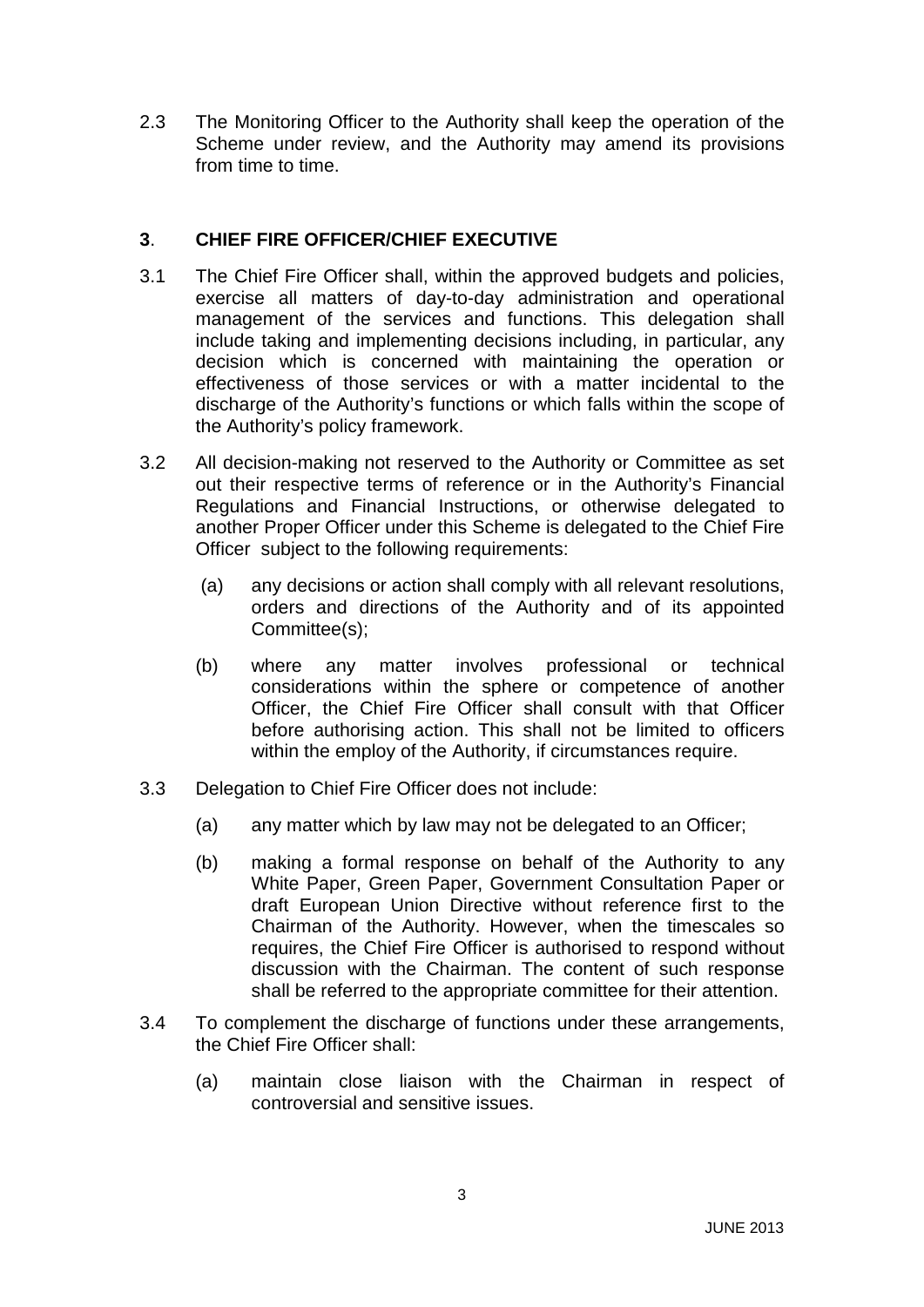2.3 The Monitoring Officer to the Authority shall keep the operation of the Scheme under review, and the Authority may amend its provisions from time to time.

## 3. CHIEF FIRE OFFICER/CHIEF EXECUTIVE

3.1 The Chief Fire Officer shall, within the approved budgets and policies, exercise all matters of day-to-day administration and operational management of the services and functions. This delegation shall include taking and implementing decisions including, in particular, any decision which is concerned with maintaining the operation or effectiveness of those services or with a matter incidental to the discharge of the Authority's functions or which falls within the scope of the Authority's policy framework.

3.2 All decision-making not reserved to the Authority or Committee as set out their respective terms of reference or in the Authority's Financial Regulations and Financial Instructions, or otherwise delegated to another Proper Officer under this Scheme is delegated to the Chief Fire Officer subject to the following requirements:

(a) any decisions or action shall comply with all relevant resolutions, orders and directions of the Authority and of its appointed Committee(s);

(b) where any matter involves professional or technical considerations within the sphere or competence of another Officer, the Chief Fire Officer shall consult with that Officer before authorising action. This shall not be limited to officers within the employ of the Authority, if circumstances require.

3.3 Delegation to Chief Fire Officer does not include:

(a) any matter which by law may not be delegated to an Officer;

(b) making a formal response on behalf of the Authority to any White Paper, Green Paper, Government Consultation Paper or draft European Union Directive without reference first to the Chairman of the Authority. However, when the timescales so requires, the Chief Fire Officer is authorised to respond without discussion with the Chairman. The content of such response shall be referred to the appropriate committee for their attention.

3.4 To complement the discharge of functions under these arrangements, the Chief Fire Officer shall:

(a) maintain close liaison with the Chairman in respect of controversial and sensitive issues.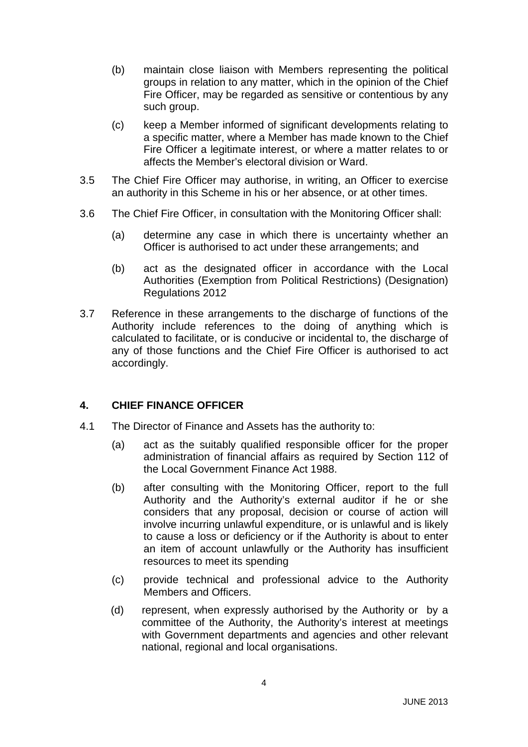(b) maintain close liaison with Members representing the political groups in relation to any matter, which in the opinion of the Chief Fire Officer, may be regarded as sensitive or contentious by any such group.

(c) keep a Member informed of significant developments relating to a specific matter, where a Member has made known to the Chief Fire Officer a legitimate interest, or where a matter relates to or affects the Member's electoral division or Ward.

3.5 The Chief Fire Officer may authorise, in writing, an Officer to exercise an authority in this Scheme in his or her absence, or at other times.

3.6 The Chief Fire Officer, in consultation with the Monitoring Officer shall:

(a) determine any case in which there is uncertainty whether an Officer is authorised to act under these arrangements; and

(b) act as the designated officer in accordance with the Local Authorities (Exemption from Political Restrictions) (Designation) Regulations 2012

3.7 Reference in these arrangements to the discharge of functions of the Authority include references to the doing of anything which is calculated to facilitate, or is conducive or incidental to, the discharge of any of those functions and the Chief Fire Officer is authorised to act accordingly.

## 4. CHIEF FINANCE OFFICER

4.1 The Director of Finance and Assets has the authority to:

(a) act as the suitably qualified responsible officer for the proper administration of financial affairs as required by Section 112 of the Local Government Finance Act 1988.

(b) after consulting with the Monitoring Officer, report to the full Authority and the Authority's external auditor if he or she considers that any proposal, decision or course of action will involve incurring unlawful expenditure, or is unlawful and is likely to cause a loss or deficiency or if the Authority is about to enter an item of account unlawfully or the Authority has insufficient resources to meet its spending

(c) provide technical and professional advice to the Authority Members and Officers.

(d) represent, when expressly authorised by the Authority or by a committee of the Authority, the Authority's interest at meetings with Government departments and agencies and other relevant national, regional and local organisations.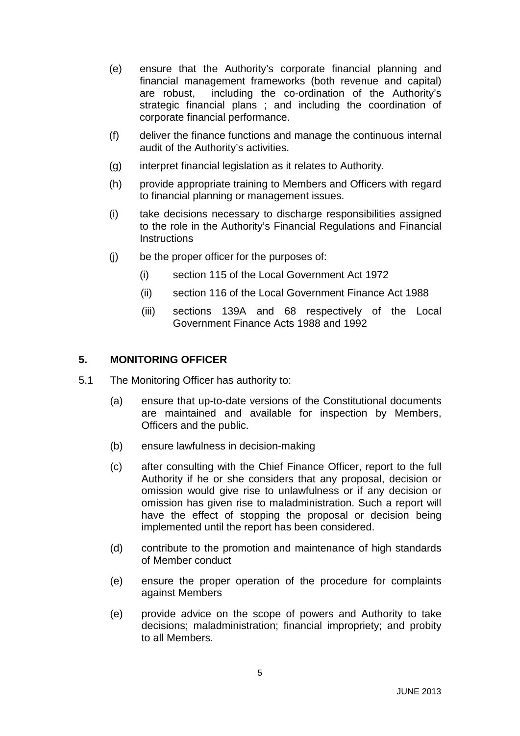(e) ensure that the Authority's corporate financial planning and financial management frameworks (both revenue and capital) are robust, including the co-ordination of the Authority's strategic financial plans ; and including the coordination of corporate financial performance.

(f) deliver the finance functions and manage the continuous internal audit of the Authority's activities.

(g) interpret financial legislation as it relates to Authority.

(h) provide appropriate training to Members and Officers with regard to financial planning or management issues.

(i) take decisions necessary to discharge responsibilities assigned to the role in the Authority's Financial Regulations and Financial Instructions

(j) be the proper officer for the purposes of:

  (i) section 115 of the Local Government Act 1972

  (ii) section 116 of the Local Government Finance Act 1988

  (iii) sections 139A and 68 respectively of the Local Government Finance Acts 1988 and 1992

## 5. MONITORING OFFICER

5.1 The Monitoring Officer has authority to:

(a) ensure that up-to-date versions of the Constitutional documents are maintained and available for inspection by Members, Officers and the public.

(b) ensure lawfulness in decision-making

(c) after consulting with the Chief Finance Officer, report to the full Authority if he or she considers that any proposal, decision or omission would give rise to unlawfulness or if any decision or omission has given rise to maladministration. Such a report will have the effect of stopping the proposal or decision being implemented until the report has been considered.

(d) contribute to the promotion and maintenance of high standards of Member conduct

(e) ensure the proper operation of the procedure for complaints against Members

(e) provide advice on the scope of powers and Authority to take decisions; maladministration; financial impropriety; and probity to all Members.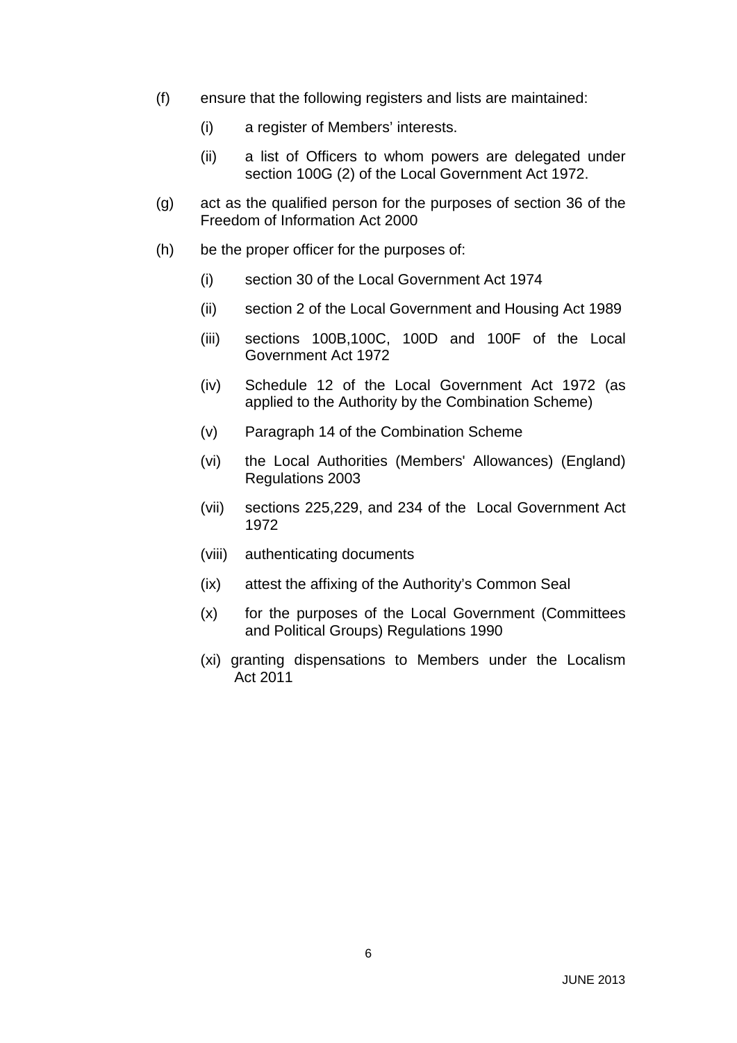(f) ensure that the following registers and lists are maintained:

  (i) a register of Members' interests.

  (ii) a list of Officers to whom powers are delegated under section 100G (2) of the Local Government Act 1972.

(g) act as the qualified person for the purposes of section 36 of the Freedom of Information Act 2000

(h) be the proper officer for the purposes of:

  (i) section 30 of the Local Government Act 1974

  (ii) section 2 of the Local Government and Housing Act 1989

  (iii) sections 100B,100C, 100D and 100F of the Local Government Act 1972

  (iv) Schedule 12 of the Local Government Act 1972 (as applied to the Authority by the Combination Scheme)

  (v) Paragraph 14 of the Combination Scheme

  (vi) the Local Authorities (Members' Allowances) (England) Regulations 2003

  (vii) sections 225,229, and 234 of the Local Government Act 1972

  (viii) authenticating documents

  (ix) attest the affixing of the Authority's Common Seal

  (x) for the purposes of the Local Government (Committees and Political Groups) Regulations 1990

  (xi) granting dispensations to Members under the Localism Act 2011

JUNE 2013